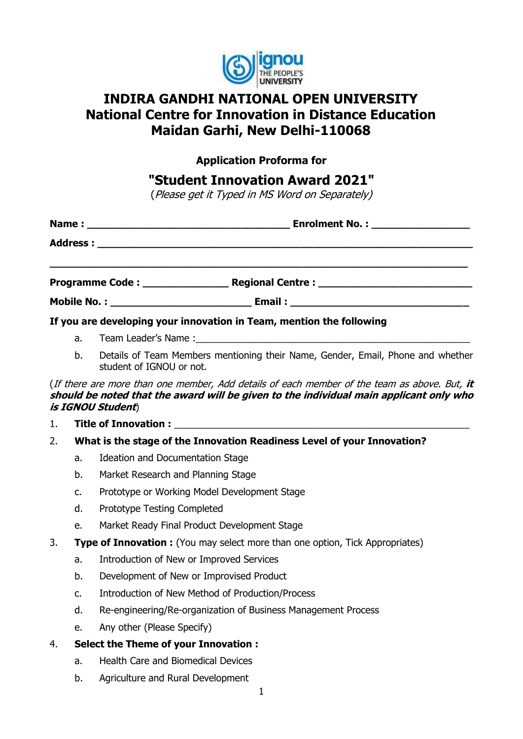# INDIRA GANDHI NATIONAL OPEN UNIVERSITY
## National Centre for Innovation in Distance Education
## Maidan Garhi, New Delhi-110068

**Application Proforma for**

## "Student Innovation Award 2021"

(*Please get it Typed in MS Word on Separately*)

**Name :** ___________________________________ **Enrolment No. :** _________________

**Address :** _________________________________________________________________

_____________________________________________________________________________

**Programme Code :** _______________ **Regional Centre :** ___________________________

**Mobile No. :** _________________________ **Email :** ________________________________

**If you are developing your innovation in Team, mention the following**

a. Team Leader's Name :_____________________________________________________

b. Details of Team Members mentioning their Name, Gender, Email, Phone and whether student of IGNOU or not.

(*If there are more than one member, Add details of each member of the team as above. But, **it should be noted that the award will be given to the individual main applicant only who is IGNOU Student***)

1. **Title of Innovation :** ____________________________________________________

2. **What is the stage of the Innovation Readiness Level of your Innovation?**
   a. Ideation and Documentation Stage
   b. Market Research and Planning Stage
   c. Prototype or Working Model Development Stage
   d. Prototype Testing Completed
   e. Market Ready Final Product Development Stage

3. **Type of Innovation :** (You may select more than one option, Tick Appropriates)
   a. Introduction of New or Improved Services
   b. Development of New or Improvised Product
   c. Introduction of New Method of Production/Process
   d. Re-engineering/Re-organization of Business Management Process
   e. Any other (Please Specify)

4. **Select the Theme of your Innovation :**
   a. Health Care and Biomedical Devices
   b. Agriculture and Rural Development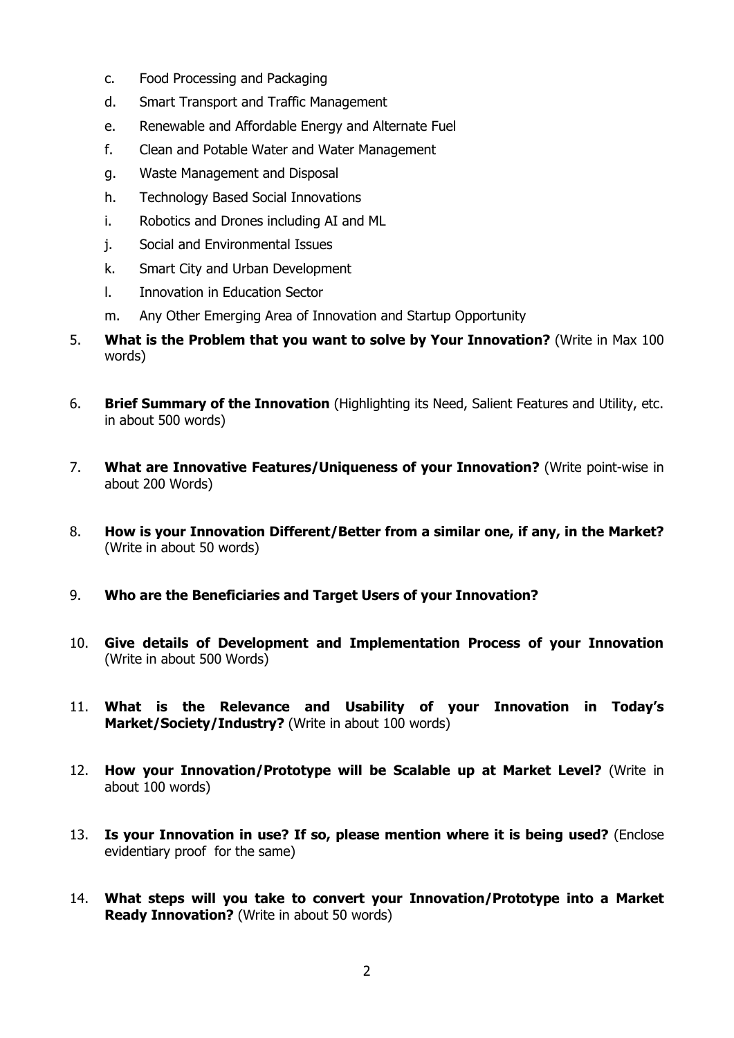c. Food Processing and Packaging

d. Smart Transport and Traffic Management

e. Renewable and Affordable Energy and Alternate Fuel

f. Clean and Potable Water and Water Management

g. Waste Management and Disposal

h. Technology Based Social Innovations

i. Robotics and Drones including AI and ML

j. Social and Environmental Issues

k. Smart City and Urban Development

l. Innovation in Education Sector

m. Any Other Emerging Area of Innovation and Startup Opportunity

5. **What is the Problem that you want to solve by Your Innovation?** (Write in Max 100 words)

6. **Brief Summary of the Innovation** (Highlighting its Need, Salient Features and Utility, etc. in about 500 words)

7. **What are Innovative Features/Uniqueness of your Innovation?** (Write point-wise in about 200 Words)

8. **How is your Innovation Different/Better from a similar one, if any, in the Market?** (Write in about 50 words)

9. **Who are the Beneficiaries and Target Users of your Innovation?**

10. **Give details of Development and Implementation Process of your Innovation** (Write in about 500 Words)

11. **What is the Relevance and Usability of your Innovation in Today's Market/Society/Industry?** (Write in about 100 words)

12. **How your Innovation/Prototype will be Scalable up at Market Level?** (Write in about 100 words)

13. **Is your Innovation in use? If so, please mention where it is being used?** (Enclose evidentiary proof for the same)

14. **What steps will you take to convert your Innovation/Prototype into a Market Ready Innovation?** (Write in about 50 words)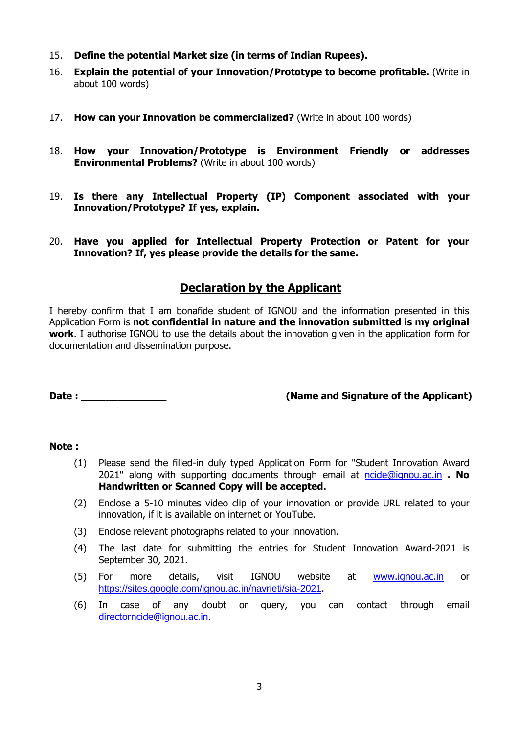15. **Define the potential Market size (in terms of Indian Rupees).**

16. **Explain the potential of your Innovation/Prototype to become profitable.** (Write in about 100 words)

17. **How can your Innovation be commercialized?** (Write in about 100 words)

18. **How your Innovation/Prototype is Environment Friendly or addresses Environmental Problems?** (Write in about 100 words)

19. **Is there any Intellectual Property (IP) Component associated with your Innovation/Prototype? If yes, explain.**

20. **Have you applied for Intellectual Property Protection or Patent for your Innovation? If, yes please provide the details for the same.**

## Declaration by the Applicant

I hereby confirm that I am bonafide student of IGNOU and the information presented in this Application Form is **not confidential in nature and the innovation submitted is my original work**. I authorise IGNOU to use the details about the innovation given in the application form for documentation and dissemination purpose.

**Date : _______________** **(Name and Signature of the Applicant)**

**Note :**

(1) Please send the filled-in duly typed Application Form for "Student Innovation Award 2021" along with supporting documents through email at ncide@ignou.ac.in **. No Handwritten or Scanned Copy will be accepted.**

(2) Enclose a 5-10 minutes video clip of your innovation or provide URL related to your innovation, if it is available on internet or YouTube.

(3) Enclose relevant photographs related to your innovation.

(4) The last date for submitting the entries for Student Innovation Award-2021 is September 30, 2021.

(5) For more details, visit IGNOU website at www.ignou.ac.in or https://sites.google.com/ignou.ac.in/navrieti/sia-2021.

(6) In case of any doubt or query, you can contact through email directorncide@ignou.ac.in.